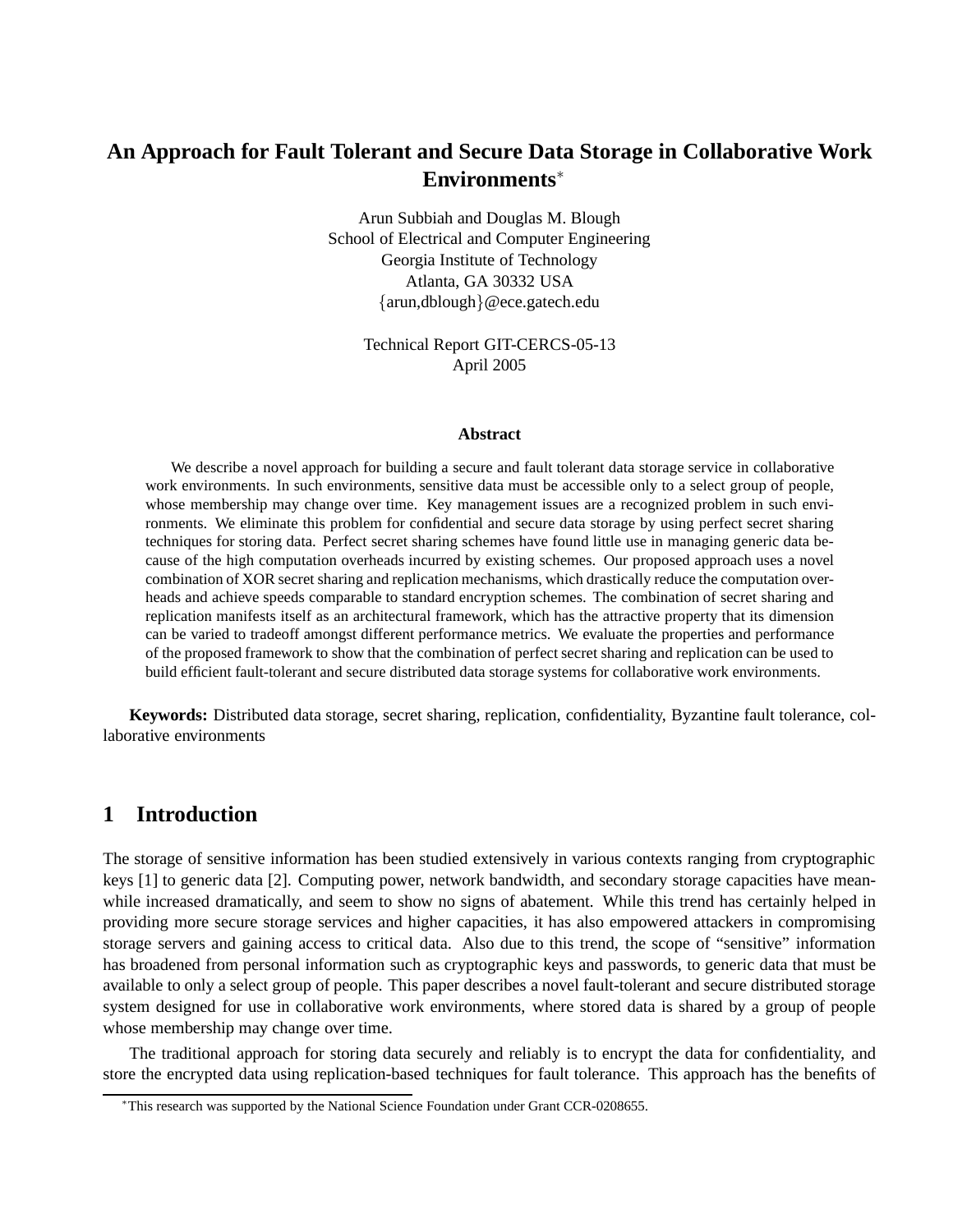# An Approach for Fault Tolerant and Secure Data Storage in Collaborative Work Environments*

Arun Subbiah and Douglas M. Blough
School of Electrical and Computer Engineering
Georgia Institute of Technology
Atlanta, GA 30332 USA
{arun,dblough}@ece.gatech.edu

Technical Report GIT-CERCS-05-13
April 2005

## Abstract

We describe a novel approach for building a secure and fault tolerant data storage service in collaborative work environments. In such environments, sensitive data must be accessible only to a select group of people, whose membership may change over time. Key management issues are a recognized problem in such environments. We eliminate this problem for confidential and secure data storage by using perfect secret sharing techniques for storing data. Perfect secret sharing schemes have found little use in managing generic data because of the high computation overheads incurred by existing schemes. Our proposed approach uses a novel combination of XOR secret sharing and replication mechanisms, which drastically reduce the computation overheads and achieve speeds comparable to standard encryption schemes. The combination of secret sharing and replication manifests itself as an architectural framework, which has the attractive property that its dimension can be varied to tradeoff amongst different performance metrics. We evaluate the properties and performance of the proposed framework to show that the combination of perfect secret sharing and replication can be used to build efficient fault-tolerant and secure distributed data storage systems for collaborative work environments.

**Keywords:** Distributed data storage, secret sharing, replication, confidentiality, Byzantine fault tolerance, collaborative environments

## 1 Introduction

The storage of sensitive information has been studied extensively in various contexts ranging from cryptographic keys [1] to generic data [2]. Computing power, network bandwidth, and secondary storage capacities have meanwhile increased dramatically, and seem to show no signs of abatement. While this trend has certainly helped in providing more secure storage services and higher capacities, it has also empowered attackers in compromising storage servers and gaining access to critical data. Also due to this trend, the scope of "sensitive" information has broadened from personal information such as cryptographic keys and passwords, to generic data that must be available to only a select group of people. This paper describes a novel fault-tolerant and secure distributed storage system designed for use in collaborative work environments, where stored data is shared by a group of people whose membership may change over time.

The traditional approach for storing data securely and reliably is to encrypt the data for confidentiality, and store the encrypted data using replication-based techniques for fault tolerance. This approach has the benefits of

*This research was supported by the National Science Foundation under Grant CCR-0208655.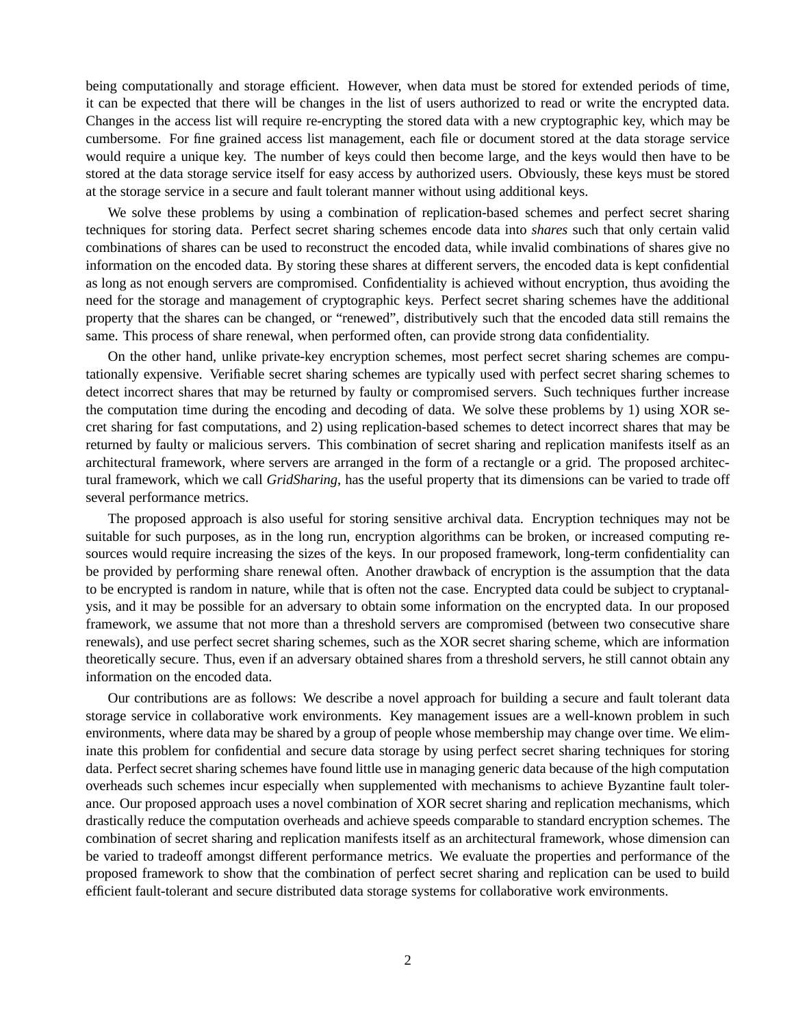being computationally and storage efficient. However, when data must be stored for extended periods of time, it can be expected that there will be changes in the list of users authorized to read or write the encrypted data. Changes in the access list will require re-encrypting the stored data with a new cryptographic key, which may be cumbersome. For fine grained access list management, each file or document stored at the data storage service would require a unique key. The number of keys could then become large, and the keys would then have to be stored at the data storage service itself for easy access by authorized users. Obviously, these keys must be stored at the storage service in a secure and fault tolerant manner without using additional keys.

We solve these problems by using a combination of replication-based schemes and perfect secret sharing techniques for storing data. Perfect secret sharing schemes encode data into *shares* such that only certain valid combinations of shares can be used to reconstruct the encoded data, while invalid combinations of shares give no information on the encoded data. By storing these shares at different servers, the encoded data is kept confidential as long as not enough servers are compromised. Confidentiality is achieved without encryption, thus avoiding the need for the storage and management of cryptographic keys. Perfect secret sharing schemes have the additional property that the shares can be changed, or "renewed", distributively such that the encoded data still remains the same. This process of share renewal, when performed often, can provide strong data confidentiality.

On the other hand, unlike private-key encryption schemes, most perfect secret sharing schemes are computationally expensive. Verifiable secret sharing schemes are typically used with perfect secret sharing schemes to detect incorrect shares that may be returned by faulty or compromised servers. Such techniques further increase the computation time during the encoding and decoding of data. We solve these problems by 1) using XOR secret sharing for fast computations, and 2) using replication-based schemes to detect incorrect shares that may be returned by faulty or malicious servers. This combination of secret sharing and replication manifests itself as an architectural framework, where servers are arranged in the form of a rectangle or a grid. The proposed architectural framework, which we call *GridSharing*, has the useful property that its dimensions can be varied to trade off several performance metrics.

The proposed approach is also useful for storing sensitive archival data. Encryption techniques may not be suitable for such purposes, as in the long run, encryption algorithms can be broken, or increased computing resources would require increasing the sizes of the keys. In our proposed framework, long-term confidentiality can be provided by performing share renewal often. Another drawback of encryption is the assumption that the data to be encrypted is random in nature, while that is often not the case. Encrypted data could be subject to cryptanalysis, and it may be possible for an adversary to obtain some information on the encrypted data. In our proposed framework, we assume that not more than a threshold servers are compromised (between two consecutive share renewals), and use perfect secret sharing schemes, such as the XOR secret sharing scheme, which are information theoretically secure. Thus, even if an adversary obtained shares from a threshold servers, he still cannot obtain any information on the encoded data.

Our contributions are as follows: We describe a novel approach for building a secure and fault tolerant data storage service in collaborative work environments. Key management issues are a well-known problem in such environments, where data may be shared by a group of people whose membership may change over time. We eliminate this problem for confidential and secure data storage by using perfect secret sharing techniques for storing data. Perfect secret sharing schemes have found little use in managing generic data because of the high computation overheads such schemes incur especially when supplemented with mechanisms to achieve Byzantine fault tolerance. Our proposed approach uses a novel combination of XOR secret sharing and replication mechanisms, which drastically reduce the computation overheads and achieve speeds comparable to standard encryption schemes. The combination of secret sharing and replication manifests itself as an architectural framework, whose dimension can be varied to tradeoff amongst different performance metrics. We evaluate the properties and performance of the proposed framework to show that the combination of perfect secret sharing and replication can be used to build efficient fault-tolerant and secure distributed data storage systems for collaborative work environments.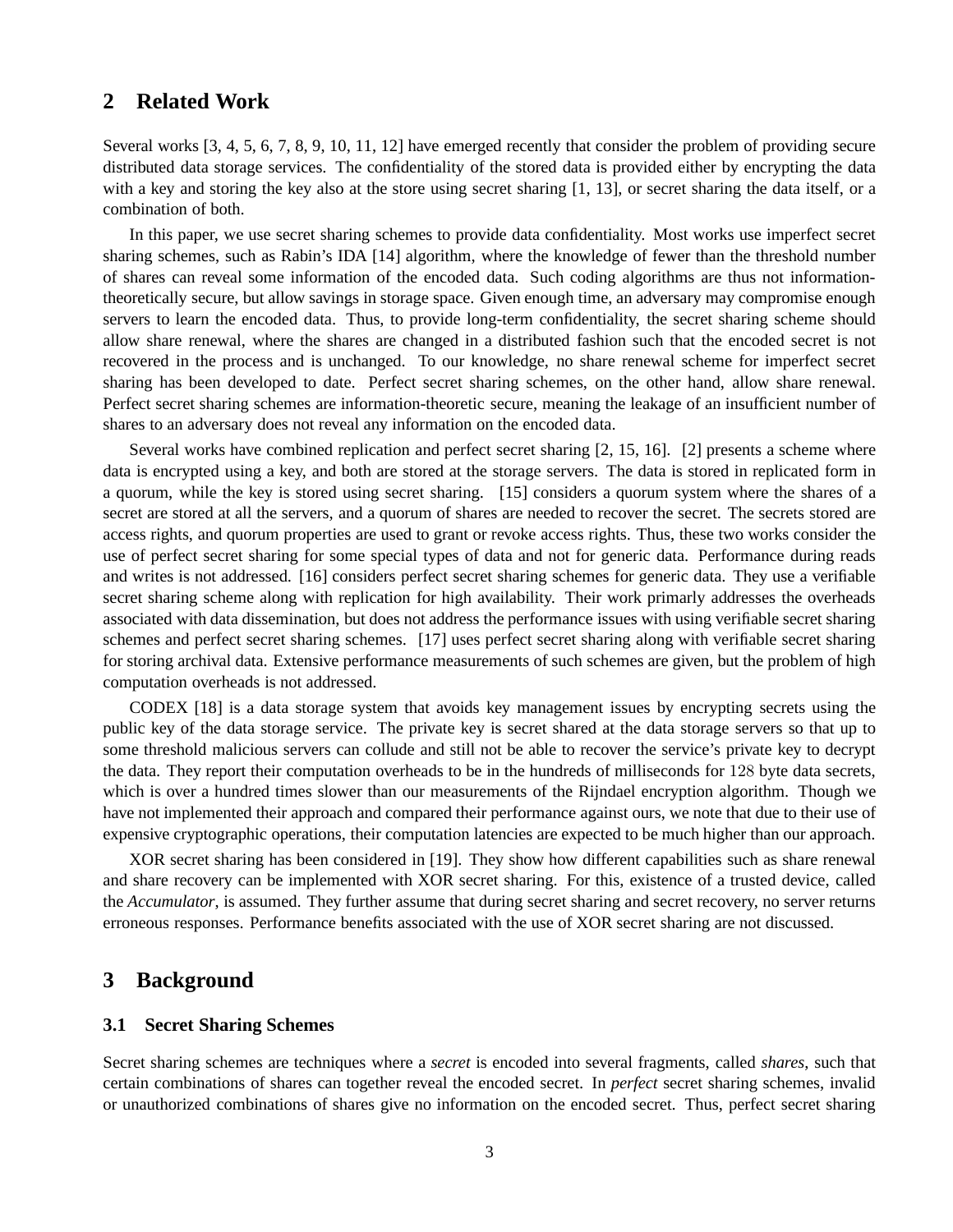## 2 Related Work

Several works [3, 4, 5, 6, 7, 8, 9, 10, 11, 12] have emerged recently that consider the problem of providing secure distributed data storage services. The confidentiality of the stored data is provided either by encrypting the data with a key and storing the key also at the store using secret sharing [1, 13], or secret sharing the data itself, or a combination of both.

In this paper, we use secret sharing schemes to provide data confidentiality. Most works use imperfect secret sharing schemes, such as Rabin's IDA [14] algorithm, where the knowledge of fewer than the threshold number of shares can reveal some information of the encoded data. Such coding algorithms are thus not information-theoretically secure, but allow savings in storage space. Given enough time, an adversary may compromise enough servers to learn the encoded data. Thus, to provide long-term confidentiality, the secret sharing scheme should allow share renewal, where the shares are changed in a distributed fashion such that the encoded secret is not recovered in the process and is unchanged. To our knowledge, no share renewal scheme for imperfect secret sharing has been developed to date. Perfect secret sharing schemes, on the other hand, allow share renewal. Perfect secret sharing schemes are information-theoretic secure, meaning the leakage of an insufficient number of shares to an adversary does not reveal any information on the encoded data.

Several works have combined replication and perfect secret sharing [2, 15, 16]. [2] presents a scheme where data is encrypted using a key, and both are stored at the storage servers. The data is stored in replicated form in a quorum, while the key is stored using secret sharing. [15] considers a quorum system where the shares of a secret are stored at all the servers, and a quorum of shares are needed to recover the secret. The secrets stored are access rights, and quorum properties are used to grant or revoke access rights. Thus, these two works consider the use of perfect secret sharing for some special types of data and not for generic data. Performance during reads and writes is not addressed. [16] considers perfect secret sharing schemes for generic data. They use a verifiable secret sharing scheme along with replication for high availability. Their work primarily addresses the overheads associated with data dissemination, but does not address the performance issues with using verifiable secret sharing schemes and perfect secret sharing schemes. [17] uses perfect secret sharing along with verifiable secret sharing for storing archival data. Extensive performance measurements of such schemes are given, but the problem of high computation overheads is not addressed.

CODEX [18] is a data storage system that avoids key management issues by encrypting secrets using the public key of the data storage service. The private key is secret shared at the data storage servers so that up to some threshold malicious servers can collude and still not be able to recover the service's private key to decrypt the data. They report their computation overheads to be in the hundreds of milliseconds for $128$ byte data secrets, which is over a hundred times slower than our measurements of the Rijndael encryption algorithm. Though we have not implemented their approach and compared their performance against ours, we note that due to their use of expensive cryptographic operations, their computation latencies are expected to be much higher than our approach.

XOR secret sharing has been considered in [19]. They show how different capabilities such as share renewal and share recovery can be implemented with XOR secret sharing. For this, existence of a trusted device, called the *Accumulator*, is assumed. They further assume that during secret sharing and secret recovery, no server returns erroneous responses. Performance benefits associated with the use of XOR secret sharing are not discussed.

## 3 Background

### 3.1 Secret Sharing Schemes

Secret sharing schemes are techniques where a *secret* is encoded into several fragments, called *shares*, such that certain combinations of shares can together reveal the encoded secret. In *perfect* secret sharing schemes, invalid or unauthorized combinations of shares give no information on the encoded secret. Thus, perfect secret sharing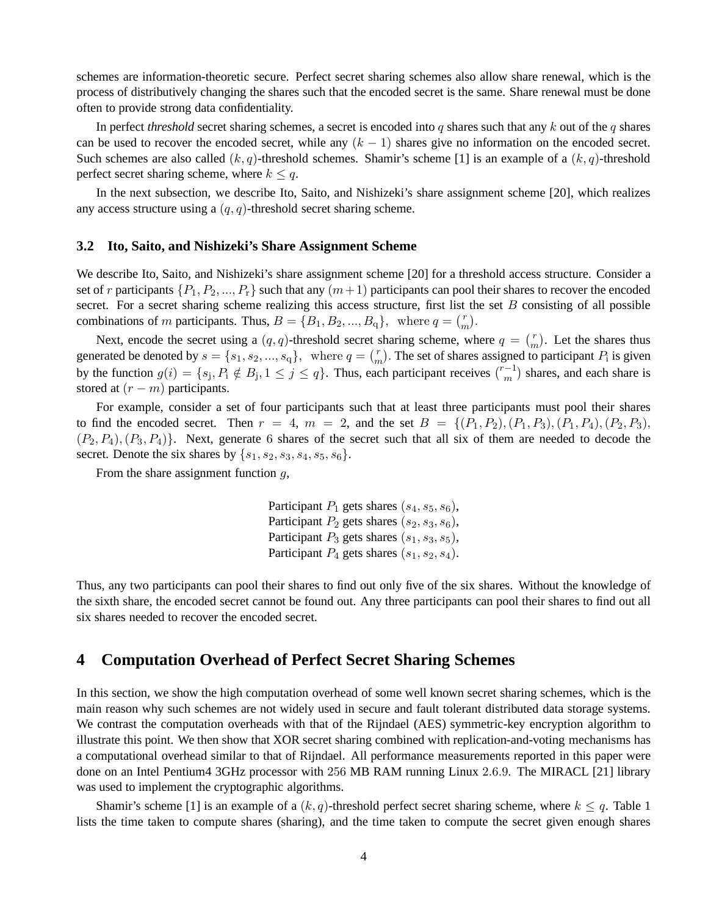schemes are information-theoretic secure. Perfect secret sharing schemes also allow share renewal, which is the process of distributively changing the shares such that the encoded secret is the same. Share renewal must be done often to provide strong data confidentiality.

In perfect *threshold* secret sharing schemes, a secret is encoded into $q$ shares such that any $k$ out of the $q$ shares can be used to recover the encoded secret, while any $(k-1)$ shares give no information on the encoded secret. Such schemes are also called $(k,q)$-threshold schemes. Shamir's scheme [1] is an example of a $(k,q)$-threshold perfect secret sharing scheme, where $k \leq q$.

In the next subsection, we describe Ito, Saito, and Nishizeki's share assignment scheme [20], which realizes any access structure using a $(q,q)$-threshold secret sharing scheme.

### 3.2 Ito, Saito, and Nishizeki's Share Assignment Scheme

We describe Ito, Saito, and Nishizeki's share assignment scheme [20] for a threshold access structure. Consider a set of $r$ participants $\{P_1, P_2, ..., P_r\}$ such that any $(m+1)$ participants can pool their shares to recover the encoded secret. For a secret sharing scheme realizing this access structure, first list the set $B$ consisting of all possible combinations of $m$ participants. Thus, $B = \{B_1, B_2, ..., B_q\}$, where $q = \binom{r}{m}$.

Next, encode the secret using a $(q,q)$-threshold secret sharing scheme, where $q = \binom{r}{m}$. Let the shares thus generated be denoted by $s = \{s_1, s_2, ..., s_q\}$, where $q = \binom{r}{m}$. The set of shares assigned to participant $P_i$ is given by the function $g(i) = \{s_j, P_i \notin B_j, 1 \leq j \leq q\}$. Thus, each participant receives $\binom{r-1}{m}$ shares, and each share is stored at $(r-m)$ participants.

For example, consider a set of four participants such that at least three participants must pool their shares to find the encoded secret. Then $r = 4$, $m = 2$, and the set $B = \{(P_1, P_2), (P_1, P_3), (P_1, P_4), (P_2, P_3), (P_2, P_4), (P_3, P_4)\}$. Next, generate 6 shares of the secret such that all six of them are needed to decode the secret. Denote the six shares by $\{s_1, s_2, s_3, s_4, s_5, s_6\}$.

From the share assignment function $g$,

Participant $P_1$ gets shares $(s_4, s_5, s_6)$,
Participant $P_2$ gets shares $(s_2, s_3, s_6)$,
Participant $P_3$ gets shares $(s_1, s_3, s_5)$,
Participant $P_4$ gets shares $(s_1, s_2, s_4)$.

Thus, any two participants can pool their shares to find out only five of the six shares. Without the knowledge of the sixth share, the encoded secret cannot be found out. Any three participants can pool their shares to find out all six shares needed to recover the encoded secret.

## 4 Computation Overhead of Perfect Secret Sharing Schemes

In this section, we show the high computation overhead of some well known secret sharing schemes, which is the main reason why such schemes are not widely used in secure and fault tolerant distributed data storage systems. We contrast the computation overheads with that of the Rijndael (AES) symmetric-key encryption algorithm to illustrate this point. We then show that XOR secret sharing combined with replication-and-voting mechanisms has a computational overhead similar to that of Rijndael. All performance measurements reported in this paper were done on an Intel Pentium4 3GHz processor with 256 MB RAM running Linux 2.6.9. The MIRACL [21] library was used to implement the cryptographic algorithms.

Shamir's scheme [1] is an example of a $(k,q)$-threshold perfect secret sharing scheme, where $k \leq q$. Table 1 lists the time taken to compute shares (sharing), and the time taken to compute the secret given enough shares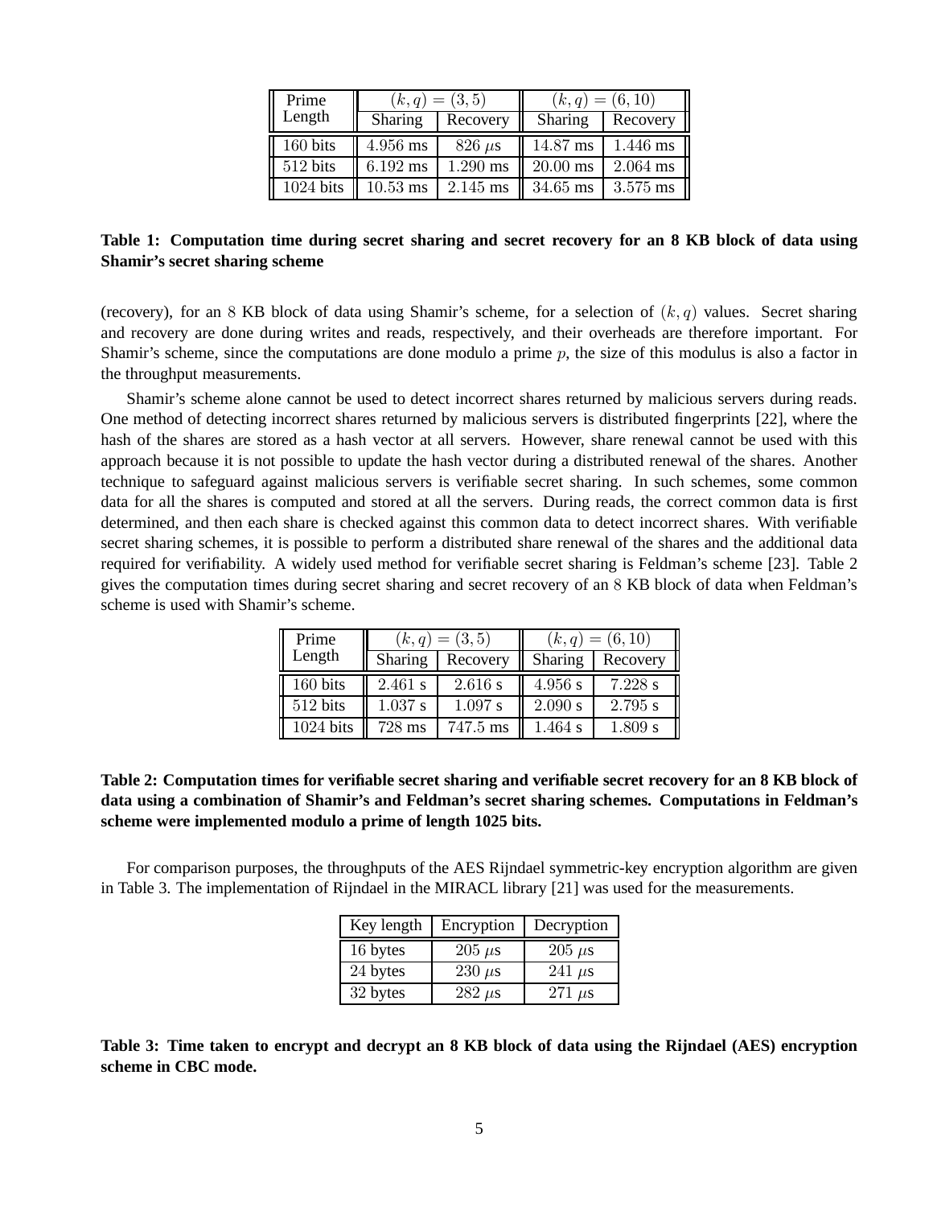| Prime Length | $(k, q) = (3, 5)$ | | $(k, q) = (6, 10)$ | |
|---|---|---|---|---|
| | Sharing | Recovery | Sharing | Recovery |
| 160 bits | 4.956 ms | 826 $\mu$s | 14.87 ms | 1.446 ms |
| 512 bits | 6.192 ms | 1.290 ms | 20.00 ms | 2.064 ms |
| 1024 bits | 10.53 ms | 2.145 ms | 34.65 ms | 3.575 ms |

**Table 1: Computation time during secret sharing and secret recovery for an 8 KB block of data using Shamir's secret sharing scheme**

(recovery), for an 8 KB block of data using Shamir's scheme, for a selection of $(k, q)$ values. Secret sharing and recovery are done during writes and reads, respectively, and their overheads are therefore important. For Shamir's scheme, since the computations are done modulo a prime $p$, the size of this modulus is also a factor in the throughput measurements.

Shamir's scheme alone cannot be used to detect incorrect shares returned by malicious servers during reads. One method of detecting incorrect shares returned by malicious servers is distributed fingerprints [22], where the hash of the shares are stored as a hash vector at all servers. However, share renewal cannot be used with this approach because it is not possible to update the hash vector during a distributed renewal of the shares. Another technique to safeguard against malicious servers is verifiable secret sharing. In such schemes, some common data for all the shares is computed and stored at all the servers. During reads, the correct common data is first determined, and then each share is checked against this common data to detect incorrect shares. With verifiable secret sharing schemes, it is possible to perform a distributed share renewal of the shares and the additional data required for verifiability. A widely used method for verifiable secret sharing is Feldman's scheme [23]. Table 2 gives the computation times during secret sharing and secret recovery of an 8 KB block of data when Feldman's scheme is used with Shamir's scheme.

| Prime Length | $(k, q) = (3, 5)$ | | $(k, q) = (6, 10)$ | |
|---|---|---|---|---|
| | Sharing | Recovery | Sharing | Recovery |
| 160 bits | 2.461 s | 2.616 s | 4.956 s | 7.228 s |
| 512 bits | 1.037 s | 1.097 s | 2.090 s | 2.795 s |
| 1024 bits | 728 ms | 747.5 ms | 1.464 s | 1.809 s |

**Table 2: Computation times for verifiable secret sharing and verifiable secret recovery for an 8 KB block of data using a combination of Shamir's and Feldman's secret sharing schemes. Computations in Feldman's scheme were implemented modulo a prime of length 1025 bits.**

For comparison purposes, the throughputs of the AES Rijndael symmetric-key encryption algorithm are given in Table 3. The implementation of Rijndael in the MIRACL library [21] was used for the measurements.

| Key length | Encryption | Decryption |
|---|---|---|
| 16 bytes | 205 $\mu$s | 205 $\mu$s |
| 24 bytes | 230 $\mu$s | 241 $\mu$s |
| 32 bytes | 282 $\mu$s | 271 $\mu$s |

**Table 3: Time taken to encrypt and decrypt an 8 KB block of data using the Rijndael (AES) encryption scheme in CBC mode.**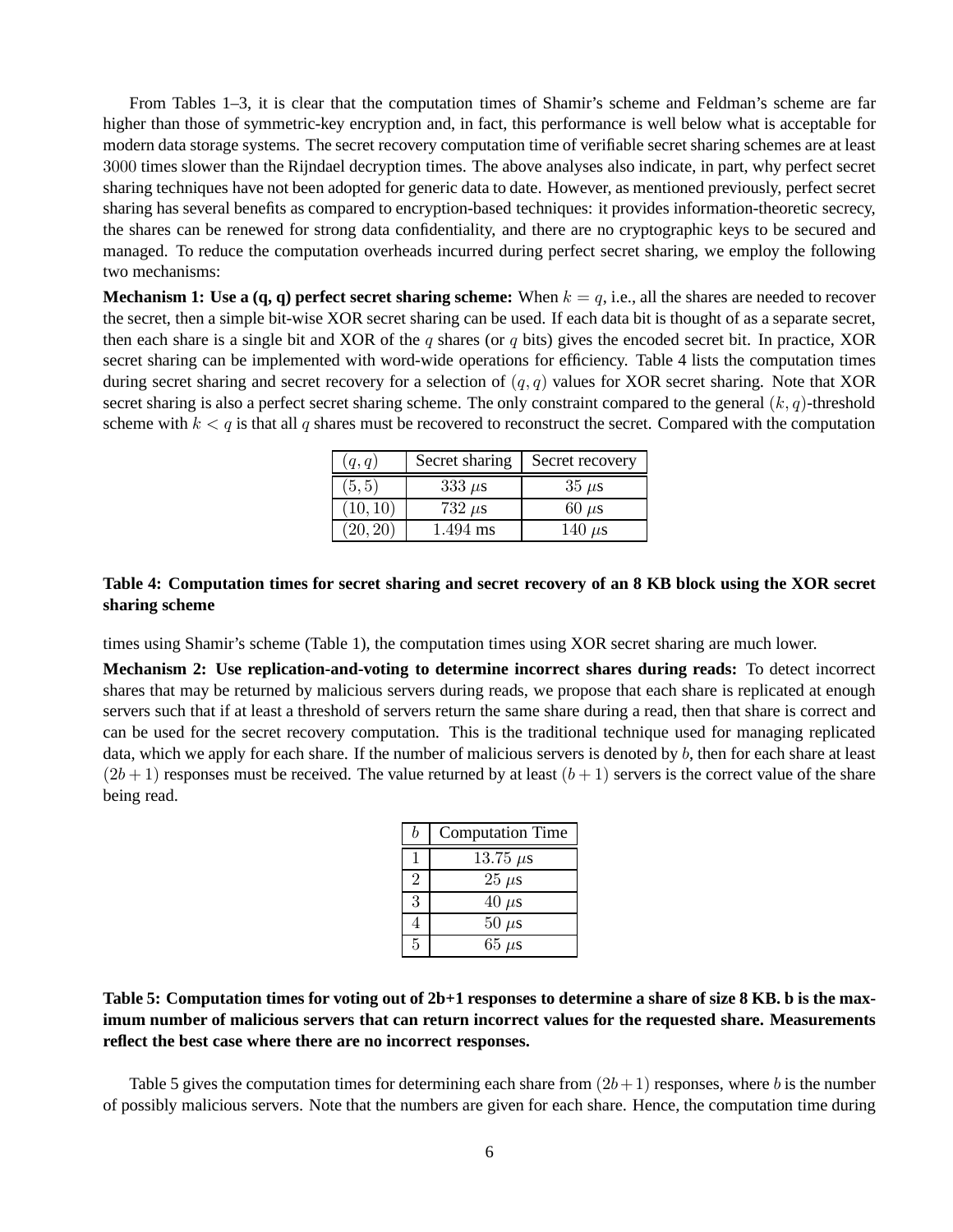From Tables 1–3, it is clear that the computation times of Shamir's scheme and Feldman's scheme are far higher than those of symmetric-key encryption and, in fact, this performance is well below what is acceptable for modern data storage systems. The secret recovery computation time of verifiable secret sharing schemes are at least 3000 times slower than the Rijndael decryption times. The above analyses also indicate, in part, why perfect secret sharing techniques have not been adopted for generic data to date. However, as mentioned previously, perfect secret sharing has several benefits as compared to encryption-based techniques: it provides information-theoretic secrecy, the shares can be renewed for strong data confidentiality, and there are no cryptographic keys to be secured and managed. To reduce the computation overheads incurred during perfect secret sharing, we employ the following two mechanisms:

**Mechanism 1: Use a (q, q) perfect secret sharing scheme:** When $k = q$, i.e., all the shares are needed to recover the secret, then a simple bit-wise XOR secret sharing can be used. If each data bit is thought of as a separate secret, then each share is a single bit and XOR of the $q$ shares (or $q$ bits) gives the encoded secret bit. In practice, XOR secret sharing can be implemented with word-wide operations for efficiency. Table 4 lists the computation times during secret sharing and secret recovery for a selection of $(q, q)$ values for XOR secret sharing. Note that XOR secret sharing is also a perfect secret sharing scheme. The only constraint compared to the general $(k, q)$-threshold scheme with $k < q$ is that all $q$ shares must be recovered to reconstruct the secret. Compared with the computation times using Shamir's scheme (Table 1), the computation times using XOR secret sharing are much lower.

| $(q, q)$ | Secret sharing | Secret recovery |
|---|---|---|
| $(5, 5)$ | 333 $\mu$s | 35 $\mu$s |
| $(10, 10)$ | 732 $\mu$s | 60 $\mu$s |
| $(20, 20)$ | 1.494 ms | 140 $\mu$s |

**Table 4: Computation times for secret sharing and secret recovery of an 8 KB block using the XOR secret sharing scheme**

**Mechanism 2: Use replication-and-voting to determine incorrect shares during reads:** To detect incorrect shares that may be returned by malicious servers during reads, we propose that each share is replicated at enough servers such that if at least a threshold of servers return the same share during a read, then that share is correct and can be used for the secret recovery computation. This is the traditional technique used for managing replicated data, which we apply for each share. If the number of malicious servers is denoted by $b$, then for each share at least $(2b+1)$ responses must be received. The value returned by at least $(b+1)$ servers is the correct value of the share being read.

| $b$ | Computation Time |
|---|---|
| 1 | 13.75 $\mu$s |
| 2 | 25 $\mu$s |
| 3 | 40 $\mu$s |
| 4 | 50 $\mu$s |
| 5 | 65 $\mu$s |

**Table 5: Computation times for voting out of 2b+1 responses to determine a share of size 8 KB. b is the maximum number of malicious servers that can return incorrect values for the requested share. Measurements reflect the best case where there are no incorrect responses.**

Table 5 gives the computation times for determining each share from $(2b+1)$ responses, where $b$ is the number of possibly malicious servers. Note that the numbers are given for each share. Hence, the computation time during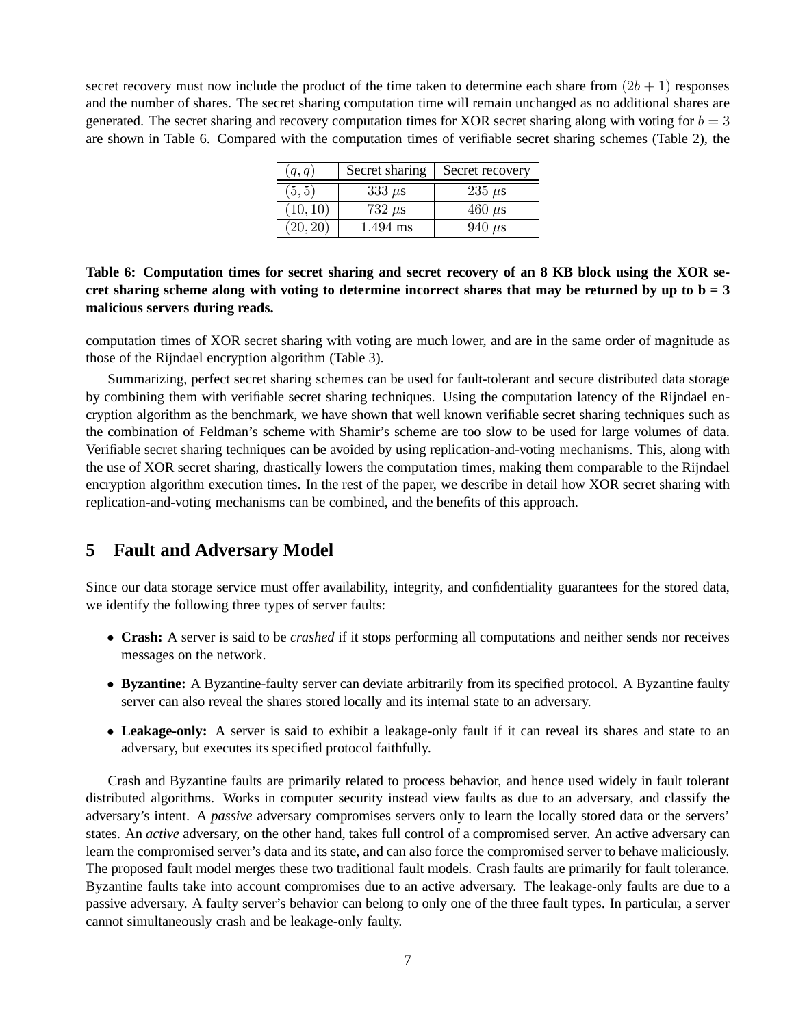secret recovery must now include the product of the time taken to determine each share from $(2b + 1)$ responses and the number of shares. The secret sharing computation time will remain unchanged as no additional shares are generated. The secret sharing and recovery computation times for XOR secret sharing along with voting for $b = 3$ are shown in Table 6. Compared with the computation times of verifiable secret sharing schemes (Table 2), the

| $(q, q)$ | Secret sharing | Secret recovery |
|---|---|---|
| $(5, 5)$ | $333\ \mu$s | $235\ \mu$s |
| $(10, 10)$ | $732\ \mu$s | $460\ \mu$s |
| $(20, 20)$ | 1.494 ms | $940\ \mu$s |

**Table 6: Computation times for secret sharing and secret recovery of an 8 KB block using the XOR secret sharing scheme along with voting to determine incorrect shares that may be returned by up to b = 3 malicious servers during reads.**

computation times of XOR secret sharing with voting are much lower, and are in the same order of magnitude as those of the Rijndael encryption algorithm (Table 3).

Summarizing, perfect secret sharing schemes can be used for fault-tolerant and secure distributed data storage by combining them with verifiable secret sharing techniques. Using the computation latency of the Rijndael encryption algorithm as the benchmark, we have shown that well known verifiable secret sharing techniques such as the combination of Feldman's scheme with Shamir's scheme are too slow to be used for large volumes of data. Verifiable secret sharing techniques can be avoided by using replication-and-voting mechanisms. This, along with the use of XOR secret sharing, drastically lowers the computation times, making them comparable to the Rijndael encryption algorithm execution times. In the rest of the paper, we describe in detail how XOR secret sharing with replication-and-voting mechanisms can be combined, and the benefits of this approach.

## 5 Fault and Adversary Model

Since our data storage service must offer availability, integrity, and confidentiality guarantees for the stored data, we identify the following three types of server faults:

- **Crash:** A server is said to be *crashed* if it stops performing all computations and neither sends nor receives messages on the network.
- **Byzantine:** A Byzantine-faulty server can deviate arbitrarily from its specified protocol. A Byzantine faulty server can also reveal the shares stored locally and its internal state to an adversary.
- **Leakage-only:** A server is said to exhibit a leakage-only fault if it can reveal its shares and state to an adversary, but executes its specified protocol faithfully.

Crash and Byzantine faults are primarily related to process behavior, and hence used widely in fault tolerant distributed algorithms. Works in computer security instead view faults as due to an adversary, and classify the adversary's intent. A *passive* adversary compromises servers only to learn the locally stored data or the servers' states. An *active* adversary, on the other hand, takes full control of a compromised server. An active adversary can learn the compromised server's data and its state, and can also force the compromised server to behave maliciously. The proposed fault model merges these two traditional fault models. Crash faults are primarily for fault tolerance. Byzantine faults take into account compromises due to an active adversary. The leakage-only faults are due to a passive adversary. A faulty server's behavior can belong to only one of the three fault types. In particular, a server cannot simultaneously crash and be leakage-only faulty.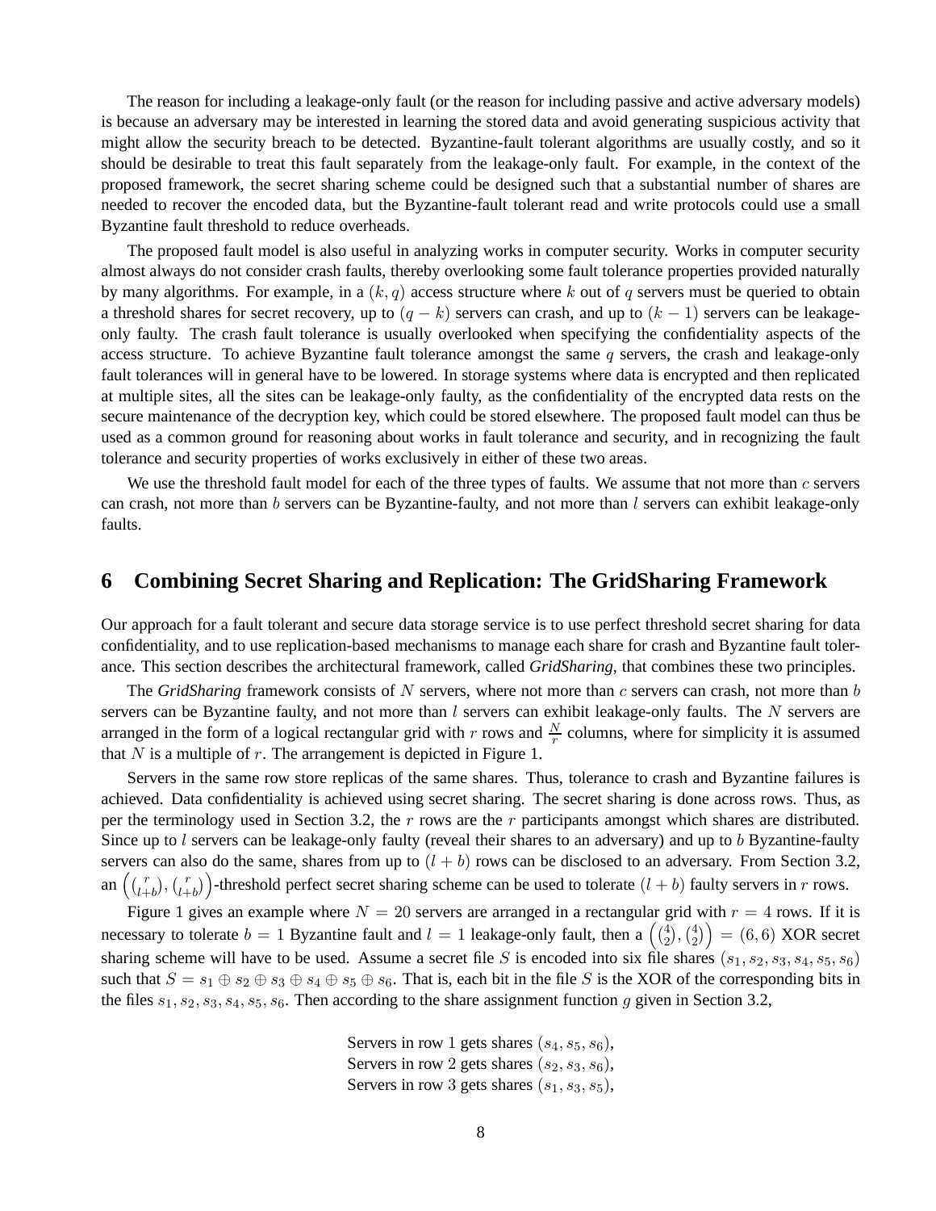The reason for including a leakage-only fault (or the reason for including passive and active adversary models) is because an adversary may be interested in learning the stored data and avoid generating suspicious activity that might allow the security breach to be detected. Byzantine-fault tolerant algorithms are usually costly, and so it should be desirable to treat this fault separately from the leakage-only fault. For example, in the context of the proposed framework, the secret sharing scheme could be designed such that a substantial number of shares are needed to recover the encoded data, but the Byzantine-fault tolerant read and write protocols could use a small Byzantine fault threshold to reduce overheads.

The proposed fault model is also useful in analyzing works in computer security. Works in computer security almost always do not consider crash faults, thereby overlooking some fault tolerance properties provided naturally by many algorithms. For example, in a $(k, q)$ access structure where $k$ out of $q$ servers must be queried to obtain a threshold shares for secret recovery, up to $(q - k)$ servers can crash, and up to $(k - 1)$ servers can be leakage-only faulty. The crash fault tolerance is usually overlooked when specifying the confidentiality aspects of the access structure. To achieve Byzantine fault tolerance amongst the same $q$ servers, the crash and leakage-only fault tolerances will in general have to be lowered. In storage systems where data is encrypted and then replicated at multiple sites, all the sites can be leakage-only faulty, as the confidentiality of the encrypted data rests on the secure maintenance of the decryption key, which could be stored elsewhere. The proposed fault model can thus be used as a common ground for reasoning about works in fault tolerance and security, and in recognizing the fault tolerance and security properties of works exclusively in either of these two areas.

We use the threshold fault model for each of the three types of faults. We assume that not more than $c$ servers can crash, not more than $b$ servers can be Byzantine-faulty, and not more than $l$ servers can exhibit leakage-only faults.

# 6 Combining Secret Sharing and Replication: The GridSharing Framework

Our approach for a fault tolerant and secure data storage service is to use perfect threshold secret sharing for data confidentiality, and to use replication-based mechanisms to manage each share for crash and Byzantine fault tolerance. This section describes the architectural framework, called *GridSharing*, that combines these two principles.

The *GridSharing* framework consists of $N$ servers, where not more than $c$ servers can crash, not more than $b$ servers can be Byzantine faulty, and not more than $l$ servers can exhibit leakage-only faults. The $N$ servers are arranged in the form of a logical rectangular grid with $r$ rows and $\frac{N}{r}$ columns, where for simplicity it is assumed that $N$ is a multiple of $r$. The arrangement is depicted in Figure 1.

Servers in the same row store replicas of the same shares. Thus, tolerance to crash and Byzantine failures is achieved. Data confidentiality is achieved using secret sharing. The secret sharing is done across rows. Thus, as per the terminology used in Section 3.2, the $r$ rows are the $r$ participants amongst which shares are distributed. Since up to $l$ servers can be leakage-only faulty (reveal their shares to an adversary) and up to $b$ Byzantine-faulty servers can also do the same, shares from up to $(l + b)$ rows can be disclosed to an adversary. From Section 3.2, an $\left(\binom{r}{l+b}, \binom{r}{l+b}\right)$-threshold perfect secret sharing scheme can be used to tolerate $(l + b)$ faulty servers in $r$ rows.

Figure 1 gives an example where $N = 20$ servers are arranged in a rectangular grid with $r = 4$ rows. If it is necessary to tolerate $b = 1$ Byzantine fault and $l = 1$ leakage-only fault, then a $\left(\binom{4}{2}, \binom{4}{2}\right) = (6, 6)$ XOR secret sharing scheme will have to be used. Assume a secret file $S$ is encoded into six file shares $(s_1, s_2, s_3, s_4, s_5, s_6)$ such that $S = s_1 \oplus s_2 \oplus s_3 \oplus s_4 \oplus s_5 \oplus s_6$. That is, each bit in the file $S$ is the XOR of the corresponding bits in the files $s_1, s_2, s_3, s_4, s_5, s_6$. Then according to the share assignment function $g$ given in Section 3.2,

Servers in row 1 gets shares $(s_4, s_5, s_6)$,
Servers in row 2 gets shares $(s_2, s_3, s_6)$,
Servers in row 3 gets shares $(s_1, s_3, s_5)$,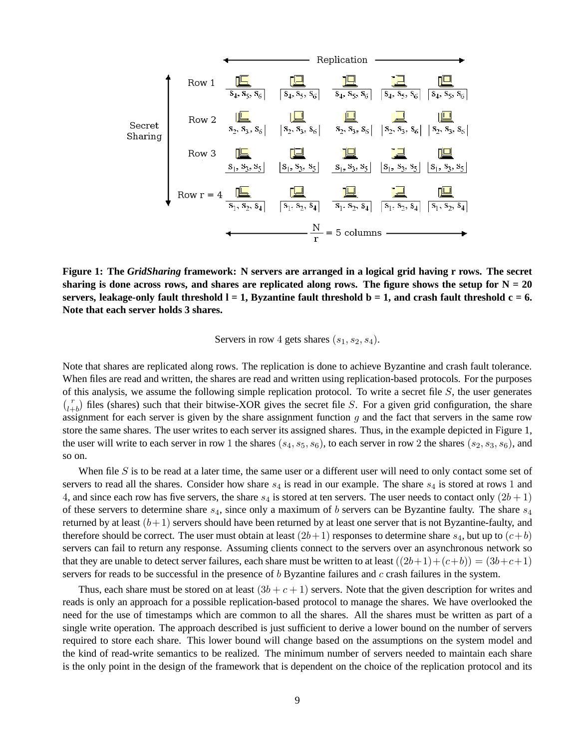**Figure 1: The *GridSharing* framework: N servers are arranged in a logical grid having r rows. The secret sharing is done across rows, and shares are replicated along rows. The figure shows the setup for N = 20 servers, leakage-only fault threshold l = 1, Byzantine fault threshold b = 1, and crash fault threshold c = 6. Note that each server holds 3 shares.**

Servers in row 4 gets shares $(s_1, s_2, s_4)$.

Note that shares are replicated along rows. The replication is done to achieve Byzantine and crash fault tolerance. When files are read and written, the shares are read and written using replication-based protocols. For the purposes of this analysis, we assume the following simple replication protocol. To write a secret file $S$, the user generates $\binom{r}{l+b}$ files (shares) such that their bitwise-XOR gives the secret file $S$. For a given grid configuration, the share assignment for each server is given by the share assignment function $g$ and the fact that servers in the same row store the same shares. The user writes to each server its assigned shares. Thus, in the example depicted in Figure 1, the user will write to each server in row 1 the shares $(s_4, s_5, s_6)$, to each server in row 2 the shares $(s_2, s_3, s_6)$, and so on.

When file $S$ is to be read at a later time, the same user or a different user will need to only contact some set of servers to read all the shares. Consider how share $s_4$ is read in our example. The share $s_4$ is stored at rows 1 and 4, and since each row has five servers, the share $s_4$ is stored at ten servers. The user needs to contact only $(2b+1)$ of these servers to determine share $s_4$, since only a maximum of $b$ servers can be Byzantine faulty. The share $s_4$ returned by at least $(b+1)$ servers should have been returned by at least one server that is not Byzantine-faulty, and therefore should be correct. The user must obtain at least $(2b+1)$ responses to determine share $s_4$, but up to $(c+b)$ servers can fail to return any response. Assuming clients connect to the servers over an asynchronous network so that they are unable to detect server failures, each share must be written to at least $((2b+1)+(c+b)) = (3b+c+1)$ servers for reads to be successful in the presence of $b$ Byzantine failures and $c$ crash failures in the system.

Thus, each share must be stored on at least $(3b+c+1)$ servers. Note that the given description for writes and reads is only an approach for a possible replication-based protocol to manage the shares. We have overlooked the need for the use of timestamps which are common to all the shares. All the shares must be written as part of a single write operation. The approach described is just sufficient to derive a lower bound on the number of servers required to store each share. This lower bound will change based on the assumptions on the system model and the kind of read-write semantics to be realized. The minimum number of servers needed to maintain each share is the only point in the design of the framework that is dependent on the choice of the replication protocol and its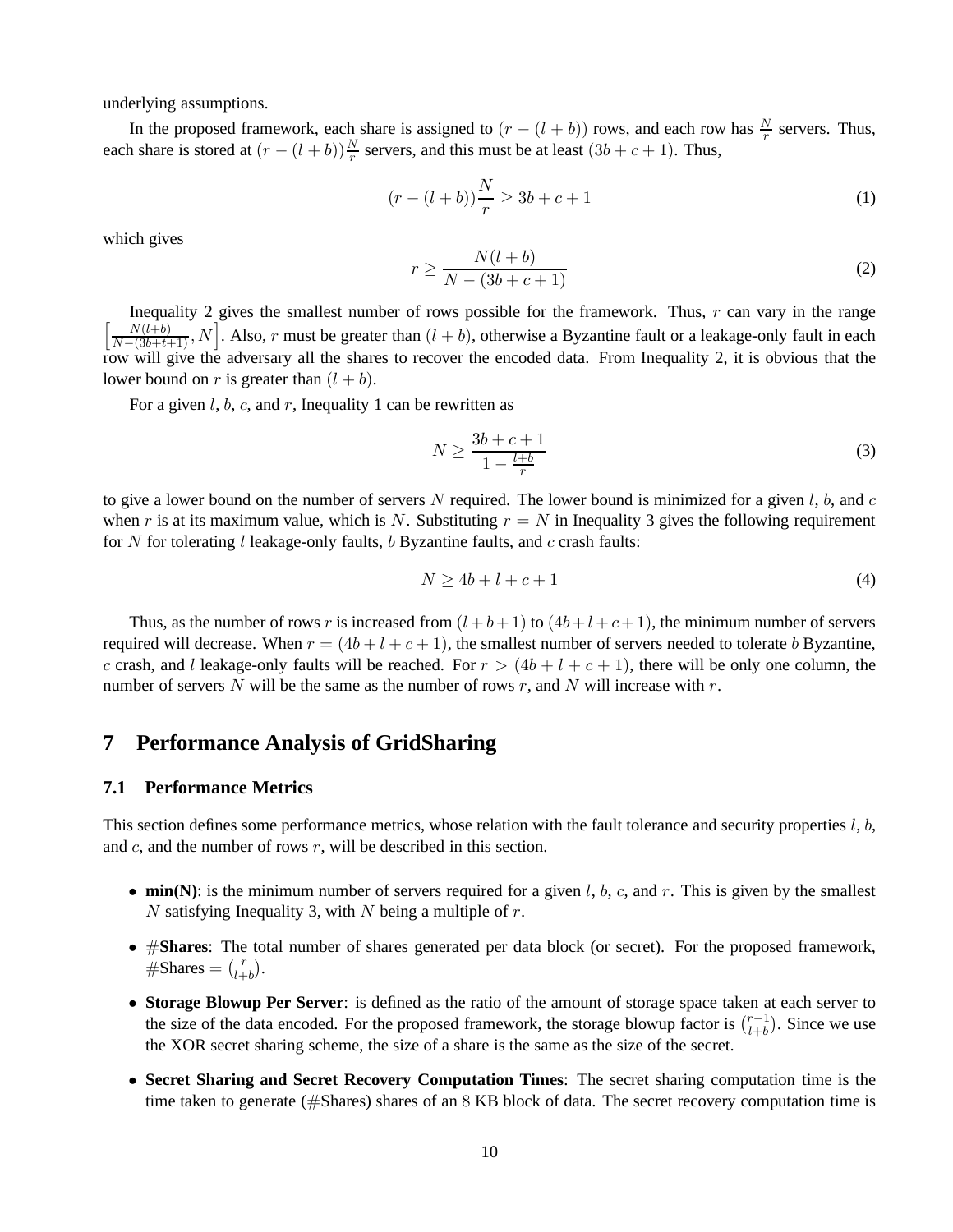underlying assumptions.

In the proposed framework, each share is assigned to $(r-(l+b))$ rows, and each row has $\frac{N}{r}$ servers. Thus, each share is stored at $(r-(l+b))\frac{N}{r}$ servers, and this must be at least $(3b+c+1)$. Thus,

$$(r-(l+b))\frac{N}{r} \geq 3b+c+1 \tag{1}$$

which gives

$$r \geq \frac{N(l+b)}{N-(3b+c+1)} \tag{2}$$

Inequality 2 gives the smallest number of rows possible for the framework. Thus, $r$ can vary in the range $\left[\frac{N(l+b)}{N-(3b+t+1)}, N\right]$. Also, $r$ must be greater than $(l+b)$, otherwise a Byzantine fault or a leakage-only fault in each row will give the adversary all the shares to recover the encoded data. From Inequality 2, it is obvious that the lower bound on $r$ is greater than $(l+b)$.

For a given $l$, $b$, $c$, and $r$, Inequality 1 can be rewritten as

$$N \geq \frac{3b+c+1}{1-\frac{l+b}{r}} \tag{3}$$

to give a lower bound on the number of servers $N$ required. The lower bound is minimized for a given $l$, $b$, and $c$ when $r$ is at its maximum value, which is $N$. Substituting $r=N$ in Inequality 3 gives the following requirement for $N$ for tolerating $l$ leakage-only faults, $b$ Byzantine faults, and $c$ crash faults:

$$N \geq 4b+l+c+1 \tag{4}$$

Thus, as the number of rows $r$ is increased from $(l+b+1)$ to $(4b+l+c+1)$, the minimum number of servers required will decrease. When $r=(4b+l+c+1)$, the smallest number of servers needed to tolerate $b$ Byzantine, $c$ crash, and $l$ leakage-only faults will be reached. For $r>(4b+l+c+1)$, there will be only one column, the number of servers $N$ will be the same as the number of rows $r$, and $N$ will increase with $r$.

# 7 Performance Analysis of GridSharing

## 7.1 Performance Metrics

This section defines some performance metrics, whose relation with the fault tolerance and security properties $l$, $b$, and $c$, and the number of rows $r$, will be described in this section.

- **min(N)**: is the minimum number of servers required for a given $l$, $b$, $c$, and $r$. This is given by the smallest $N$ satisfying Inequality 3, with $N$ being a multiple of $r$.
- **#Shares**: The total number of shares generated per data block (or secret). For the proposed framework, #Shares $=\binom{r}{l+b}$.
- **Storage Blowup Per Server**: is defined as the ratio of the amount of storage space taken at each server to the size of the data encoded. For the proposed framework, the storage blowup factor is $\binom{r-1}{l+b}$. Since we use the XOR secret sharing scheme, the size of a share is the same as the size of the secret.
- **Secret Sharing and Secret Recovery Computation Times**: The secret sharing computation time is the time taken to generate (#Shares) shares of an 8 KB block of data. The secret recovery computation time is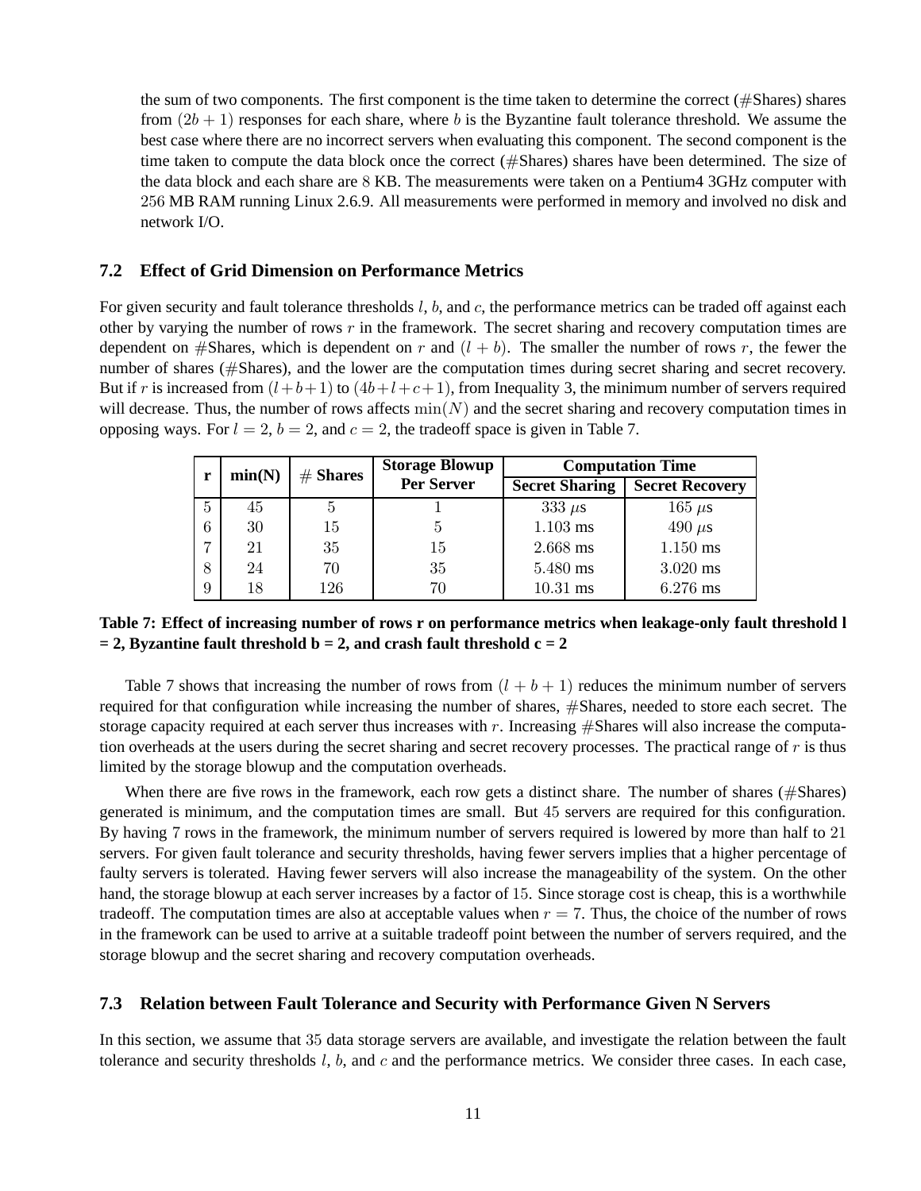the sum of two components. The first component is the time taken to determine the correct (#Shares) shares from $(2b + 1)$ responses for each share, where $b$ is the Byzantine fault tolerance threshold. We assume the best case where there are no incorrect servers when evaluating this component. The second component is the time taken to compute the data block once the correct (#Shares) shares have been determined. The size of the data block and each share are 8 KB. The measurements were taken on a Pentium4 3GHz computer with 256 MB RAM running Linux 2.6.9. All measurements were performed in memory and involved no disk and network I/O.

### 7.2 Effect of Grid Dimension on Performance Metrics

For given security and fault tolerance thresholds $l$, $b$, and $c$, the performance metrics can be traded off against each other by varying the number of rows $r$ in the framework. The secret sharing and recovery computation times are dependent on #Shares, which is dependent on $r$ and $(l + b)$. The smaller the number of rows $r$, the fewer the number of shares (#Shares), and the lower are the computation times during secret sharing and secret recovery. But if $r$ is increased from $(l+b+1)$ to $(4b+l+c+1)$, from Inequality 3, the minimum number of servers required will decrease. Thus, the number of rows affects $\min(N)$ and the secret sharing and recovery computation times in opposing ways. For $l = 2$, $b = 2$, and $c = 2$, the tradeoff space is given in Table 7.

| r | min(N) | # Shares | Storage Blowup Per Server | Computation Time | |
|---|---|---|---|---|---|
| | | | | Secret Sharing | Secret Recovery |
| 5 | 45 | 5 | 1 | 333 $\mu$s | 165 $\mu$s |
| 6 | 30 | 15 | 5 | 1.103 ms | 490 $\mu$s |
| 7 | 21 | 35 | 15 | 2.668 ms | 1.150 ms |
| 8 | 24 | 70 | 35 | 5.480 ms | 3.020 ms |
| 9 | 18 | 126 | 70 | 10.31 ms | 6.276 ms |

**Table 7: Effect of increasing number of rows r on performance metrics when leakage-only fault threshold l = 2, Byzantine fault threshold b = 2, and crash fault threshold c = 2**

Table 7 shows that increasing the number of rows from $(l + b + 1)$ reduces the minimum number of servers required for that configuration while increasing the number of shares, #Shares, needed to store each secret. The storage capacity required at each server thus increases with $r$. Increasing #Shares will also increase the computation overheads at the users during the secret sharing and secret recovery processes. The practical range of $r$ is thus limited by the storage blowup and the computation overheads.

When there are five rows in the framework, each row gets a distinct share. The number of shares (#Shares) generated is minimum, and the computation times are small. But 45 servers are required for this configuration. By having 7 rows in the framework, the minimum number of servers required is lowered by more than half to 21 servers. For given fault tolerance and security thresholds, having fewer servers implies that a higher percentage of faulty servers is tolerated. Having fewer servers will also increase the manageability of the system. On the other hand, the storage blowup at each server increases by a factor of 15. Since storage cost is cheap, this is a worthwhile tradeoff. The computation times are also at acceptable values when $r = 7$. Thus, the choice of the number of rows in the framework can be used to arrive at a suitable tradeoff point between the number of servers required, and the storage blowup and the secret sharing and recovery computation overheads.

### 7.3 Relation between Fault Tolerance and Security with Performance Given N Servers

In this section, we assume that 35 data storage servers are available, and investigate the relation between the fault tolerance and security thresholds $l$, $b$, and $c$ and the performance metrics. We consider three cases. In each case,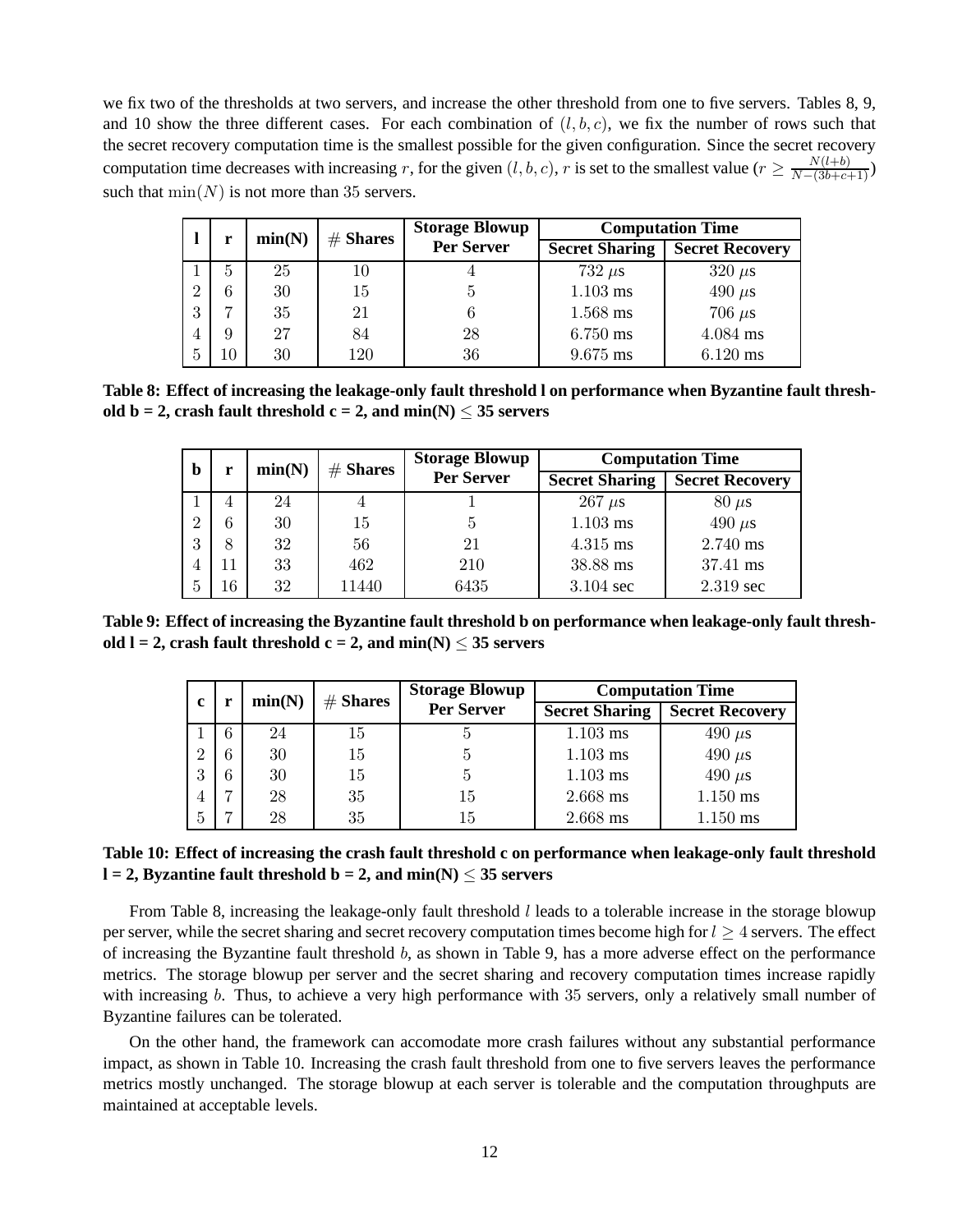we fix two of the thresholds at two servers, and increase the other threshold from one to five servers. Tables 8, 9, and 10 show the three different cases. For each combination of $(l, b, c)$, we fix the number of rows such that the secret recovery computation time is the smallest possible for the given configuration. Since the secret recovery computation time decreases with increasing $r$, for the given $(l, b, c)$, $r$ is set to the smallest value ($r \geq \frac{N(l+b)}{N-(3b+c+1)}$) such that $\min(N)$ is not more than 35 servers.

| l | r | min(N) | # Shares | Storage Blowup Per Server | Computation Time | |
|---|---|---|---|---|---|---|
| | | | | | Secret Sharing | Secret Recovery |
| 1 | 5 | 25 | 10 | 4 | 732 $\mu$s | 320 $\mu$s |
| 2 | 6 | 30 | 15 | 5 | 1.103 ms | 490 $\mu$s |
| 3 | 7 | 35 | 21 | 6 | 1.568 ms | 706 $\mu$s |
| 4 | 9 | 27 | 84 | 28 | 6.750 ms | 4.084 ms |
| 5 | 10 | 30 | 120 | 36 | 9.675 ms | 6.120 ms |

**Table 8: Effect of increasing the leakage-only fault threshold l on performance when Byzantine fault threshold b = 2, crash fault threshold c = 2, and min(N) $\leq$ 35 servers**

| b | r | min(N) | # Shares | Storage Blowup Per Server | Computation Time | |
|---|---|---|---|---|---|---|
| | | | | | Secret Sharing | Secret Recovery |
| 1 | 4 | 24 | 4 | 1 | 267 $\mu$s | 80 $\mu$s |
| 2 | 6 | 30 | 15 | 5 | 1.103 ms | 490 $\mu$s |
| 3 | 8 | 32 | 56 | 21 | 4.315 ms | 2.740 ms |
| 4 | 11 | 33 | 462 | 210 | 38.88 ms | 37.41 ms |
| 5 | 16 | 32 | 11440 | 6435 | 3.104 sec | 2.319 sec |

**Table 9: Effect of increasing the Byzantine fault threshold b on performance when leakage-only fault threshold l = 2, crash fault threshold c = 2, and min(N) $\leq$ 35 servers**

| c | r | min(N) | # Shares | Storage Blowup Per Server | Computation Time | |
|---|---|---|---|---|---|---|
| | | | | | Secret Sharing | Secret Recovery |
| 1 | 6 | 24 | 15 | 5 | 1.103 ms | 490 $\mu$s |
| 2 | 6 | 30 | 15 | 5 | 1.103 ms | 490 $\mu$s |
| 3 | 6 | 30 | 15 | 5 | 1.103 ms | 490 $\mu$s |
| 4 | 7 | 28 | 35 | 15 | 2.668 ms | 1.150 ms |
| 5 | 7 | 28 | 35 | 15 | 2.668 ms | 1.150 ms |

**Table 10: Effect of increasing the crash fault threshold c on performance when leakage-only fault threshold l = 2, Byzantine fault threshold b = 2, and min(N) $\leq$ 35 servers**

From Table 8, increasing the leakage-only fault threshold $l$ leads to a tolerable increase in the storage blowup per server, while the secret sharing and secret recovery computation times become high for $l \geq 4$ servers. The effect of increasing the Byzantine fault threshold $b$, as shown in Table 9, has a more adverse effect on the performance metrics. The storage blowup per server and the secret sharing and recovery computation times increase rapidly with increasing $b$. Thus, to achieve a very high performance with 35 servers, only a relatively small number of Byzantine failures can be tolerated.

On the other hand, the framework can accomodate more crash failures without any substantial performance impact, as shown in Table 10. Increasing the crash fault threshold from one to five servers leaves the performance metrics mostly unchanged. The storage blowup at each server is tolerable and the computation throughputs are maintained at acceptable levels.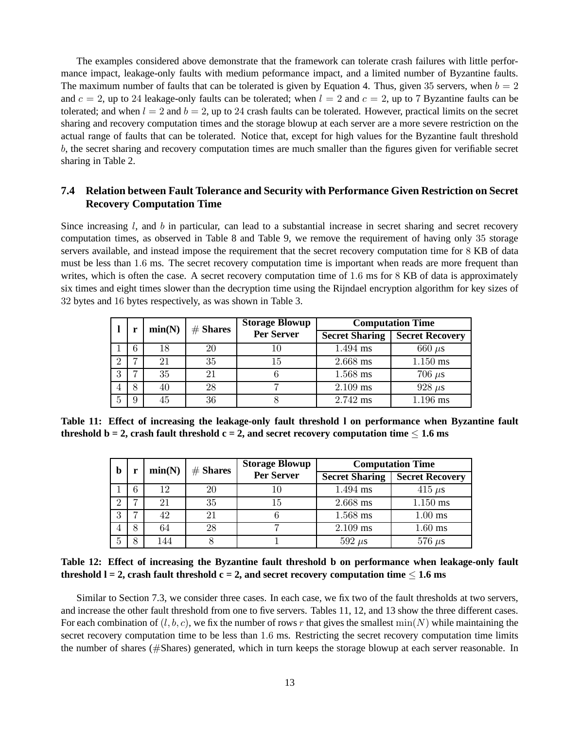The examples considered above demonstrate that the framework can tolerate crash failures with little performance impact, leakage-only faults with medium peformance impact, and a limited number of Byzantine faults. The maximum number of faults that can be tolerated is given by Equation 4. Thus, given 35 servers, when $b = 2$ and $c = 2$, up to 24 leakage-only faults can be tolerated; when $l = 2$ and $c = 2$, up to 7 Byzantine faults can be tolerated; and when $l = 2$ and $b = 2$, up to 24 crash faults can be tolerated. However, practical limits on the secret sharing and recovery computation times and the storage blowup at each server are a more severe restriction on the actual range of faults that can be tolerated. Notice that, except for high values for the Byzantine fault threshold $b$, the secret sharing and recovery computation times are much smaller than the figures given for verifiable secret sharing in Table 2.

### 7.4 Relation between Fault Tolerance and Security with Performance Given Restriction on Secret Recovery Computation Time

Since increasing $l$, and $b$ in particular, can lead to a substantial increase in secret sharing and secret recovery computation times, as observed in Table 8 and Table 9, we remove the requirement of having only 35 storage servers available, and instead impose the requirement that the secret recovery computation time for 8 KB of data must be less than 1.6 ms. The secret recovery computation time is important when reads are more frequent than writes, which is often the case. A secret recovery computation time of 1.6 ms for 8 KB of data is approximately six times and eight times slower than the decryption time using the Rijndael encryption algorithm for key sizes of 32 bytes and 16 bytes respectively, as was shown in Table 3.

| l | r | min(N) | # Shares | Storage Blowup Per Server | Computation Time | |
|---|---|---|---|---|---|---|
| | | | | | Secret Sharing | Secret Recovery |
| 1 | 6 | 18 | 20 | 10 | 1.494 ms | 660 $\mu$s |
| 2 | 7 | 21 | 35 | 15 | 2.668 ms | 1.150 ms |
| 3 | 7 | 35 | 21 | 6 | 1.568 ms | 706 $\mu$s |
| 4 | 8 | 40 | 28 | 7 | 2.109 ms | 928 $\mu$s |
| 5 | 9 | 45 | 36 | 8 | 2.742 ms | 1.196 ms |

**Table 11: Effect of increasing the leakage-only fault threshold l on performance when Byzantine fault threshold b = 2, crash fault threshold c = 2, and secret recovery computation time $\leq$ 1.6 ms**

| b | r | min(N) | # Shares | Storage Blowup Per Server | Computation Time | |
|---|---|---|---|---|---|---|
| | | | | | Secret Sharing | Secret Recovery |
| 1 | 6 | 12 | 20 | 10 | 1.494 ms | 415 $\mu$s |
| 2 | 7 | 21 | 35 | 15 | 2.668 ms | 1.150 ms |
| 3 | 7 | 42 | 21 | 6 | 1.568 ms | 1.00 ms |
| 4 | 8 | 64 | 28 | 7 | 2.109 ms | 1.60 ms |
| 5 | 8 | 144 | 8 | 1 | 592 $\mu$s | 576 $\mu$s |

**Table 12: Effect of increasing the Byzantine fault threshold b on performance when leakage-only fault threshold l = 2, crash fault threshold c = 2, and secret recovery computation time $\leq$ 1.6 ms**

Similar to Section 7.3, we consider three cases. In each case, we fix two of the fault thresholds at two servers, and increase the other fault threshold from one to five servers. Tables 11, 12, and 13 show the three different cases. For each combination of $(l, b, c)$, we fix the number of rows $r$ that gives the smallest $\min(N)$ while maintaining the secret recovery computation time to be less than 1.6 ms. Restricting the secret recovery computation time limits the number of shares (#Shares) generated, which in turn keeps the storage blowup at each server reasonable. In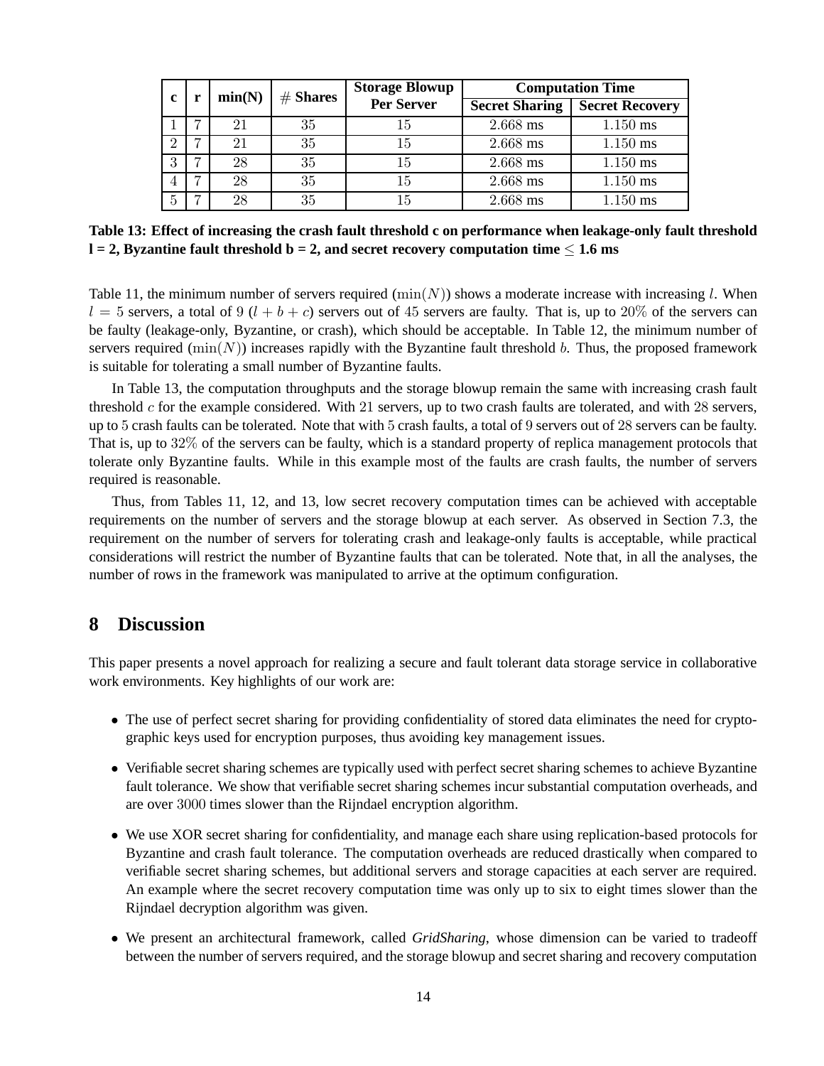| c | r | min(N) | # Shares | Storage Blowup Per Server | Computation Time | |
|---|---|---|---|---|---|---|
| | | | | | Secret Sharing | Secret Recovery |
| 1 | 7 | 21 | 35 | 15 | 2.668 ms | 1.150 ms |
| 2 | 7 | 21 | 35 | 15 | 2.668 ms | 1.150 ms |
| 3 | 7 | 28 | 35 | 15 | 2.668 ms | 1.150 ms |
| 4 | 7 | 28 | 35 | 15 | 2.668 ms | 1.150 ms |
| 5 | 7 | 28 | 35 | 15 | 2.668 ms | 1.150 ms |

**Table 13: Effect of increasing the crash fault threshold c on performance when leakage-only fault threshold l = 2, Byzantine fault threshold b = 2, and secret recovery computation time $\leq$ 1.6 ms**

Table 11, the minimum number of servers required ($\min(N)$) shows a moderate increase with increasing $l$. When $l = 5$ servers, a total of 9 ($l + b + c$) servers out of 45 servers are faulty. That is, up to 20% of the servers can be faulty (leakage-only, Byzantine, or crash), which should be acceptable. In Table 12, the minimum number of servers required ($\min(N)$) increases rapidly with the Byzantine fault threshold $b$. Thus, the proposed framework is suitable for tolerating a small number of Byzantine faults.

In Table 13, the computation throughputs and the storage blowup remain the same with increasing crash fault threshold $c$ for the example considered. With 21 servers, up to two crash faults are tolerated, and with 28 servers, up to 5 crash faults can be tolerated. Note that with 5 crash faults, a total of 9 servers out of 28 servers can be faulty. That is, up to 32% of the servers can be faulty, which is a standard property of replica management protocols that tolerate only Byzantine faults. While in this example most of the faults are crash faults, the number of servers required is reasonable.

Thus, from Tables 11, 12, and 13, low secret recovery computation times can be achieved with acceptable requirements on the number of servers and the storage blowup at each server. As observed in Section 7.3, the requirement on the number of servers for tolerating crash and leakage-only faults is acceptable, while practical considerations will restrict the number of Byzantine faults that can be tolerated. Note that, in all the analyses, the number of rows in the framework was manipulated to arrive at the optimum configuration.

# 8 Discussion

This paper presents a novel approach for realizing a secure and fault tolerant data storage service in collaborative work environments. Key highlights of our work are:

- The use of perfect secret sharing for providing confidentiality of stored data eliminates the need for cryptographic keys used for encryption purposes, thus avoiding key management issues.
- Verifiable secret sharing schemes are typically used with perfect secret sharing schemes to achieve Byzantine fault tolerance. We show that verifiable secret sharing schemes incur substantial computation overheads, and are over 3000 times slower than the Rijndael encryption algorithm.
- We use XOR secret sharing for confidentiality, and manage each share using replication-based protocols for Byzantine and crash fault tolerance. The computation overheads are reduced drastically when compared to verifiable secret sharing schemes, but additional servers and storage capacities at each server are required. An example where the secret recovery computation time was only up to six to eight times slower than the Rijndael decryption algorithm was given.
- We present an architectural framework, called *GridSharing*, whose dimension can be varied to tradeoff between the number of servers required, and the storage blowup and secret sharing and recovery computation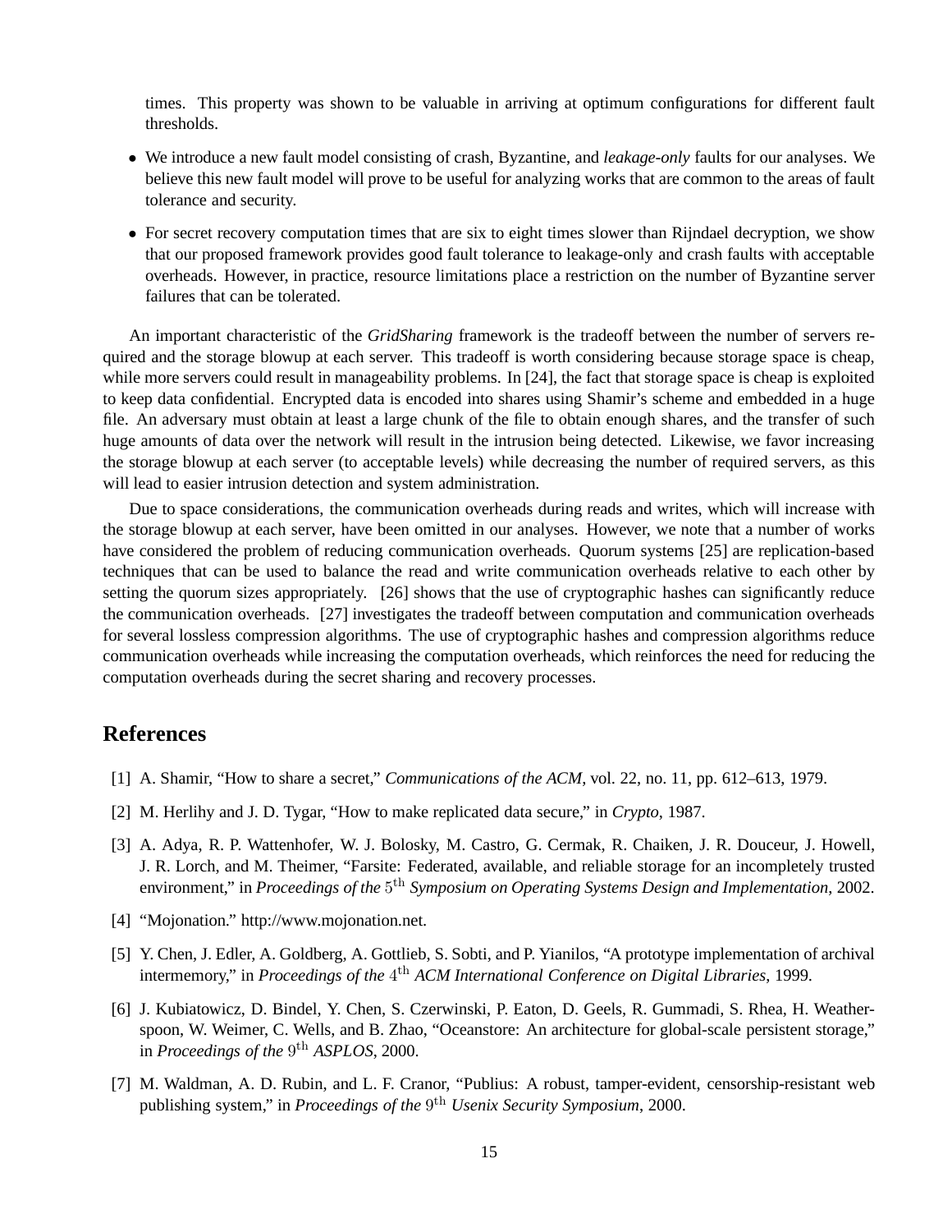times. This property was shown to be valuable in arriving at optimum configurations for different fault thresholds.

- We introduce a new fault model consisting of crash, Byzantine, and *leakage-only* faults for our analyses. We believe this new fault model will prove to be useful for analyzing works that are common to the areas of fault tolerance and security.
- For secret recovery computation times that are six to eight times slower than Rijndael decryption, we show that our proposed framework provides good fault tolerance to leakage-only and crash faults with acceptable overheads. However, in practice, resource limitations place a restriction on the number of Byzantine server failures that can be tolerated.

An important characteristic of the *GridSharing* framework is the tradeoff between the number of servers required and the storage blowup at each server. This tradeoff is worth considering because storage space is cheap, while more servers could result in manageability problems. In [24], the fact that storage space is cheap is exploited to keep data confidential. Encrypted data is encoded into shares using Shamir's scheme and embedded in a huge file. An adversary must obtain at least a large chunk of the file to obtain enough shares, and the transfer of such huge amounts of data over the network will result in the intrusion being detected. Likewise, we favor increasing the storage blowup at each server (to acceptable levels) while decreasing the number of required servers, as this will lead to easier intrusion detection and system administration.

Due to space considerations, the communication overheads during reads and writes, which will increase with the storage blowup at each server, have been omitted in our analyses. However, we note that a number of works have considered the problem of reducing communication overheads. Quorum systems [25] are replication-based techniques that can be used to balance the read and write communication overheads relative to each other by setting the quorum sizes appropriately. [26] shows that the use of cryptographic hashes can significantly reduce the communication overheads. [27] investigates the tradeoff between computation and communication overheads for several lossless compression algorithms. The use of cryptographic hashes and compression algorithms reduce communication overheads while increasing the computation overheads, which reinforces the need for reducing the computation overheads during the secret sharing and recovery processes.

## References

[1] A. Shamir, "How to share a secret," *Communications of the ACM*, vol. 22, no. 11, pp. 612–613, 1979.

[2] M. Herlihy and J. D. Tygar, "How to make replicated data secure," in *Crypto*, 1987.

[3] A. Adya, R. P. Wattenhofer, W. J. Bolosky, M. Castro, G. Cermak, R. Chaiken, J. R. Douceur, J. Howell, J. R. Lorch, and M. Theimer, "Farsite: Federated, available, and reliable storage for an incompletely trusted environment," in *Proceedings of the* $5^{\text{th}}$ *Symposium on Operating Systems Design and Implementation*, 2002.

[4] "Mojonation." http://www.mojonation.net.

[5] Y. Chen, J. Edler, A. Goldberg, A. Gottlieb, S. Sobti, and P. Yianilos, "A prototype implementation of archival intermemory," in *Proceedings of the* $4^{\text{th}}$ *ACM International Conference on Digital Libraries*, 1999.

[6] J. Kubiatowicz, D. Bindel, Y. Chen, S. Czerwinski, P. Eaton, D. Geels, R. Gummadi, S. Rhea, H. Weatherspoon, W. Weimer, C. Wells, and B. Zhao, "Oceanstore: An architecture for global-scale persistent storage," in *Proceedings of the* $9^{\text{th}}$ *ASPLOS*, 2000.

[7] M. Waldman, A. D. Rubin, and L. F. Cranor, "Publius: A robust, tamper-evident, censorship-resistant web publishing system," in *Proceedings of the* $9^{\text{th}}$ *Usenix Security Symposium*, 2000.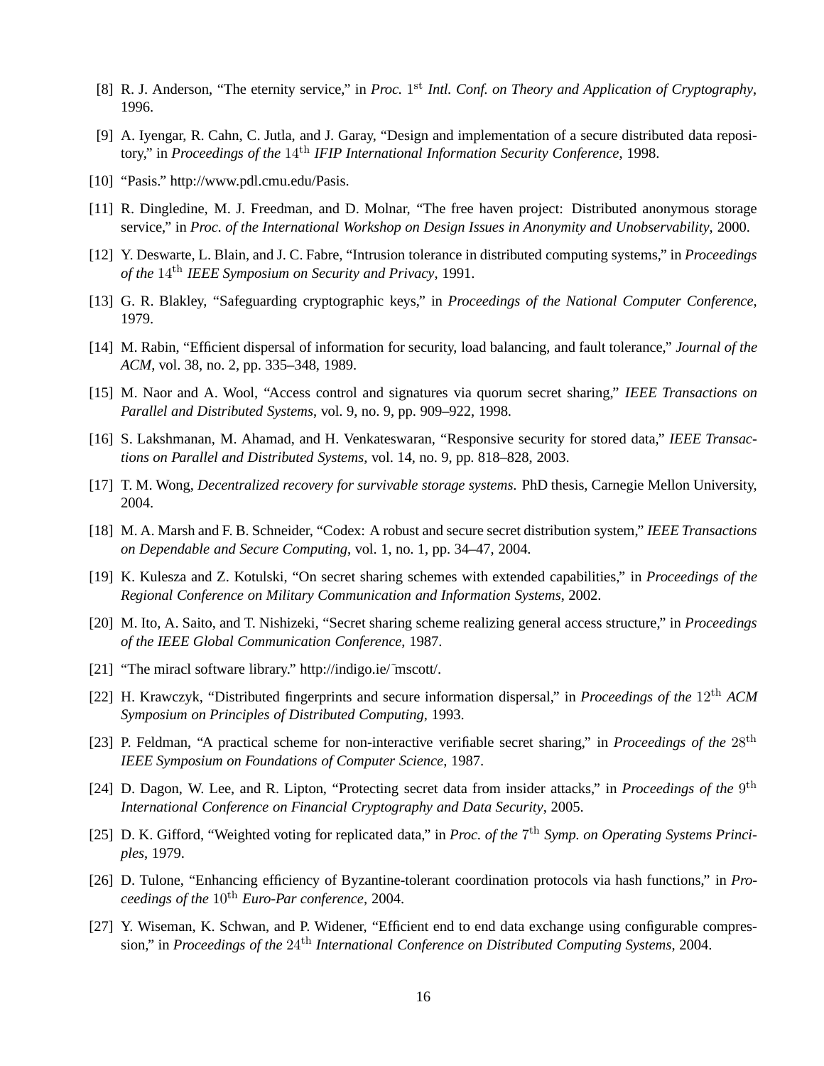[8] R. J. Anderson, “The eternity service,” in *Proc.* $1^{\text{st}}$ *Intl. Conf. on Theory and Application of Cryptography*, 1996.

[9] A. Iyengar, R. Cahn, C. Jutla, and J. Garay, “Design and implementation of a secure distributed data repository,” in *Proceedings of the* $14^{\text{th}}$ *IFIP International Information Security Conference*, 1998.

[10] “Pasis.” http://www.pdl.cmu.edu/Pasis.

[11] R. Dingledine, M. J. Freedman, and D. Molnar, “The free haven project: Distributed anonymous storage service,” in *Proc. of the International Workshop on Design Issues in Anonymity and Unobservability*, 2000.

[12] Y. Deswarte, L. Blain, and J. C. Fabre, “Intrusion tolerance in distributed computing systems,” in *Proceedings of the* $14^{\text{th}}$ *IEEE Symposium on Security and Privacy*, 1991.

[13] G. R. Blakley, “Safeguarding cryptographic keys,” in *Proceedings of the National Computer Conference*, 1979.

[14] M. Rabin, “Efficient dispersal of information for security, load balancing, and fault tolerance,” *Journal of the ACM*, vol. 38, no. 2, pp. 335–348, 1989.

[15] M. Naor and A. Wool, “Access control and signatures via quorum secret sharing,” *IEEE Transactions on Parallel and Distributed Systems*, vol. 9, no. 9, pp. 909–922, 1998.

[16] S. Lakshmanan, M. Ahamad, and H. Venkateswaran, “Responsive security for stored data,” *IEEE Transactions on Parallel and Distributed Systems*, vol. 14, no. 9, pp. 818–828, 2003.

[17] T. M. Wong, *Decentralized recovery for survivable storage systems.* PhD thesis, Carnegie Mellon University, 2004.

[18] M. A. Marsh and F. B. Schneider, “Codex: A robust and secure secret distribution system,” *IEEE Transactions on Dependable and Secure Computing*, vol. 1, no. 1, pp. 34–47, 2004.

[19] K. Kulesza and Z. Kotulski, “On secret sharing schemes with extended capabilities,” in *Proceedings of the Regional Conference on Military Communication and Information Systems*, 2002.

[20] M. Ito, A. Saito, and T. Nishizeki, “Secret sharing scheme realizing general access structure,” in *Proceedings of the IEEE Global Communication Conference*, 1987.

[21] “The miracl software library.” http://indigo.ie/˜mscott/.

[22] H. Krawczyk, “Distributed fingerprints and secure information dispersal,” in *Proceedings of the* $12^{\text{th}}$ *ACM Symposium on Principles of Distributed Computing*, 1993.

[23] P. Feldman, “A practical scheme for non-interactive verifiable secret sharing,” in *Proceedings of the* $28^{\text{th}}$ *IEEE Symposium on Foundations of Computer Science*, 1987.

[24] D. Dagon, W. Lee, and R. Lipton, “Protecting secret data from insider attacks,” in *Proceedings of the* $9^{\text{th}}$ *International Conference on Financial Cryptography and Data Security*, 2005.

[25] D. K. Gifford, “Weighted voting for replicated data,” in *Proc. of the* $7^{\text{th}}$ *Symp. on Operating Systems Principles*, 1979.

[26] D. Tulone, “Enhancing efficiency of Byzantine-tolerant coordination protocols via hash functions,” in *Proceedings of the* $10^{\text{th}}$ *Euro-Par conference*, 2004.

[27] Y. Wiseman, K. Schwan, and P. Widener, “Efficient end to end data exchange using configurable compression,” in *Proceedings of the* $24^{\text{th}}$ *International Conference on Distributed Computing Systems*, 2004.